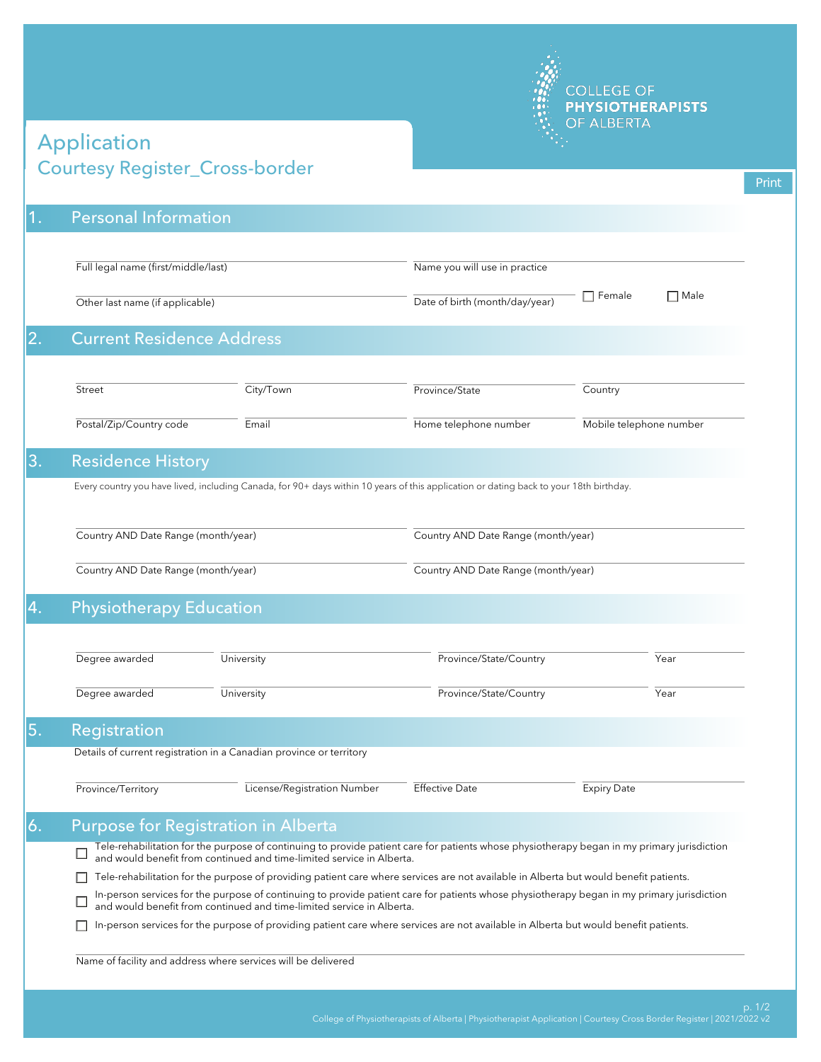COLLEGE OF **PHYSIOTHERAPISTS** OF ALBERTA

# Application
## Courtesy Register_Cross-border

Print

## 1. Personal Information

Full legal name (first/middle/last)

Name you will use in practice

Other last name (if applicable)

Date of birth (month/day/year)

☐ Female ☐ Male

## 2. Current Residence Address

Street

City/Town

Province/State

Country

Postal/Zip/Country code

Email

Home telephone number

Mobile telephone number

## 3. Residence History

Every country you have lived, including Canada, for 90+ days within 10 years of this application or dating back to your 18th birthday.

Country AND Date Range (month/year)

Country AND Date Range (month/year)

Country AND Date Range (month/year)

Country AND Date Range (month/year)

## 4. Physiotherapy Education

Degree awarded

University

Province/State/Country

Year

Degree awarded

University

Province/State/Country

Year

## 5. Registration

Details of current registration in a Canadian province or territory

Province/Territory

License/Registration Number

Effective Date

Expiry Date

## 6. Purpose for Registration in Alberta

- ☐ Tele-rehabilitation for the purpose of continuing to provide patient care for patients whose physiotherapy began in my primary jurisdiction and would benefit from continued and time-limited service in Alberta.
- ☐ Tele-rehabilitation for the purpose of providing patient care where services are not available in Alberta but would benefit patients.
- ☐ In-person services for the purpose of continuing to provide patient care for patients whose physiotherapy began in my primary jurisdiction and would benefit from continued and time-limited service in Alberta.
- ☐ In-person services for the purpose of providing patient care where services are not available in Alberta but would benefit patients.

Name of facility and address where services will be delivered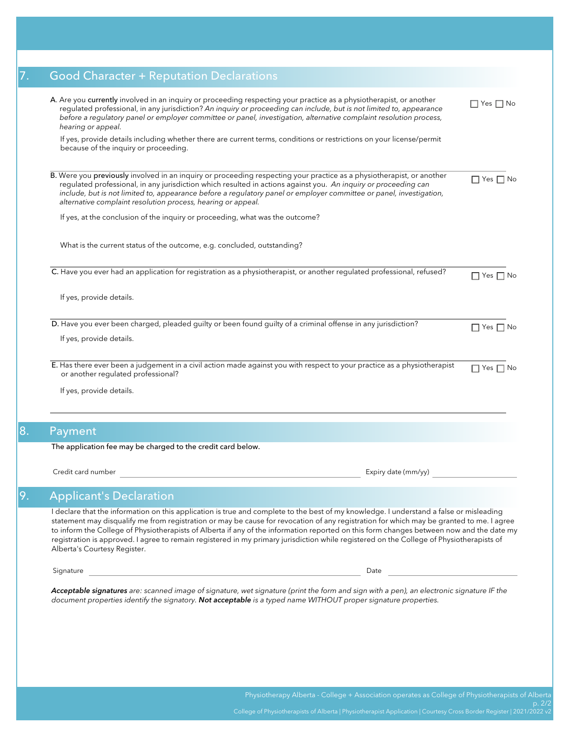## 7. Good Character + Reputation Declarations

A. Are you **currently** involved in an inquiry or proceeding respecting your practice as a physiotherapist, or another regulated professional, in any jurisdiction? *An inquiry or proceeding can include, but is not limited to, appearance before a regulatory panel or employer committee or panel, investigation, alternative complaint resolution process, hearing or appeal.* ☐ Yes ☐ No

If yes, provide details including whether there are current terms, conditions or restrictions on your license/permit because of the inquiry or proceeding.

B. Were you **previously** involved in an inquiry or proceeding respecting your practice as a physiotherapist, or another regulated professional, in any jurisdiction which resulted in actions against you. *An inquiry or proceeding can include, but is not limited to, appearance before a regulatory panel or employer committee or panel, investigation, alternative complaint resolution process, hearing or appeal.* ☐ Yes ☐ No

If yes, at the conclusion of the inquiry or proceeding, what was the outcome?

What is the current status of the outcome, e.g. concluded, outstanding?

C. Have you ever had an application for registration as a physiotherapist, or another regulated professional, refused? ☐ Yes ☐ No

If yes, provide details.

D. Have you ever been charged, pleaded guilty or been found guilty of a criminal offense in any jurisdiction? ☐ Yes ☐ No

If yes, provide details.

E. Has there ever been a judgement in a civil action made against you with respect to your practice as a physiotherapist or another regulated professional? ☐ Yes ☐ No

If yes, provide details.

## 8. Payment

The application fee may be charged to the credit card below.

Credit card number ______________________ Expiry date (mm/yy) ______________

## 9. Applicant's Declaration

I declare that the information on this application is true and complete to the best of my knowledge. I understand a false or misleading statement may disqualify me from registration or may be cause for revocation of any registration for which may be granted to me. I agree to inform the College of Physiotherapists of Alberta if any of the information reported on this form changes between now and the date my registration is approved. I agree to remain registered in my primary jurisdiction while registered on the College of Physiotherapists of Alberta's Courtesy Register.

Signature ______________________ Date ______________

***Acceptable signatures*** *are: scanned image of signature, wet signature (print the form and sign with a pen), an electronic signature IF the document properties identify the signatory.* ***Not acceptable*** *is a typed name WITHOUT proper signature properties.*